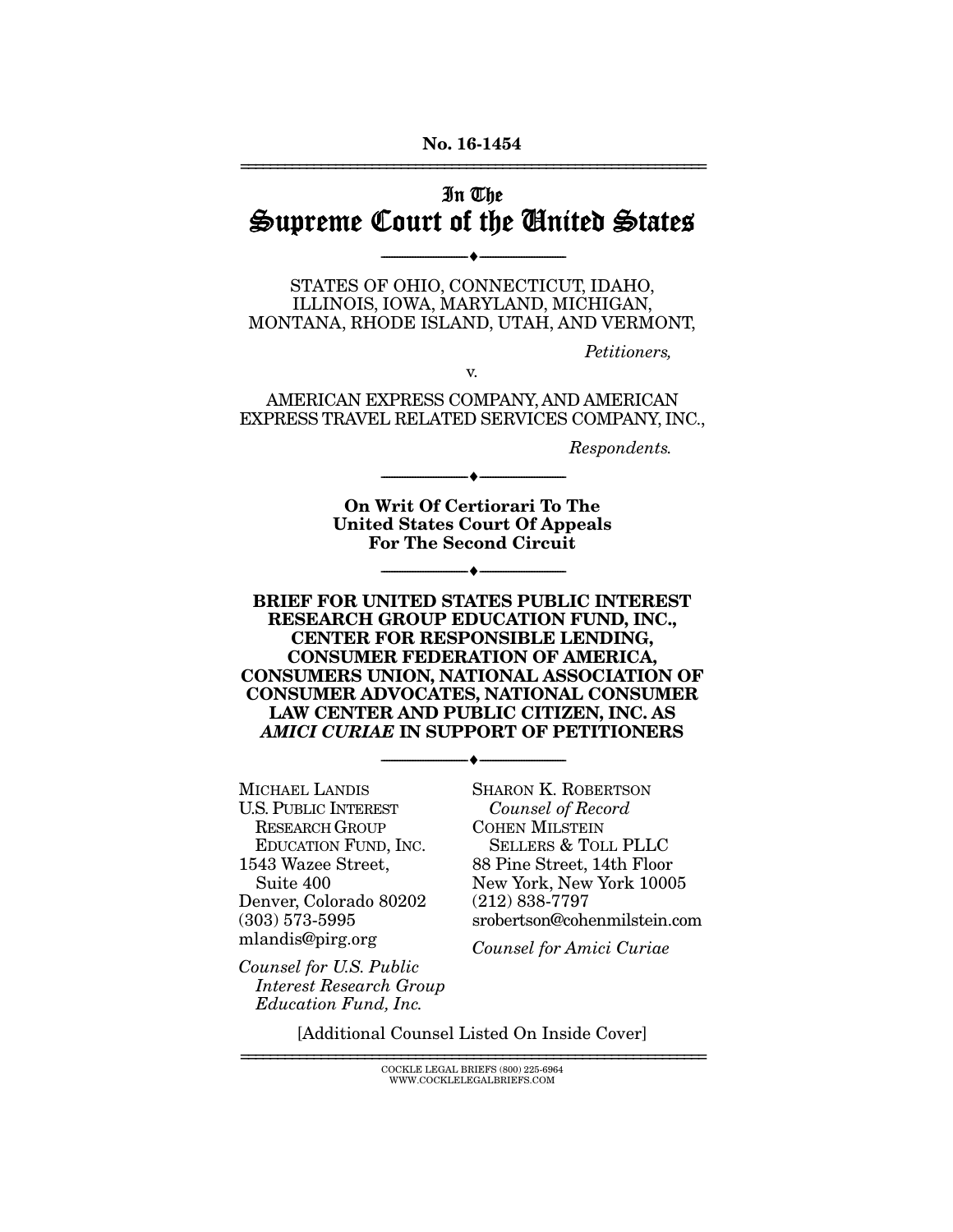No. 16-1454

# In The Supreme Court of the United States

---

STATES OF OHIO, CONNECTICUT, IDAHO, ILLINOIS, IOWA, MARYLAND, MICHIGAN, MONTANA, RHODE ISLAND, UTAH, AND VERMONT,

*Petitioners,*

v.

AMERICAN EXPRESS COMPANY, AND AMERICAN EXPRESS TRAVEL RELATED SERVICES COMPANY, INC.,

*Respondents.*

---

**On Writ Of Certiorari To The United States Court Of Appeals For The Second Circuit**

---

**BRIEF FOR UNITED STATES PUBLIC INTEREST RESEARCH GROUP EDUCATION FUND, INC., CENTER FOR RESPONSIBLE LENDING, CONSUMER FEDERATION OF AMERICA, CONSUMERS UNION, NATIONAL ASSOCIATION OF CONSUMER ADVOCATES, NATIONAL CONSUMER LAW CENTER AND PUBLIC CITIZEN, INC. AS *AMICI CURIAE* IN SUPPORT OF PETITIONERS**

---

MICHAEL LANDIS
U.S. PUBLIC INTEREST RESEARCH GROUP EDUCATION FUND, INC.
1543 Wazee Street, Suite 400
Denver, Colorado 80202
(303) 573-5995
mlandis@pirg.org

*Counsel for U.S. Public Interest Research Group Education Fund, Inc.*

SHARON K. ROBERTSON
*Counsel of Record*
COHEN MILSTEIN SELLERS & TOLL PLLC
88 Pine Street, 14th Floor
New York, New York 10005
(212) 838-7797
srobertson@cohenmilstein.com

*Counsel for Amici Curiae*

[Additional Counsel Listed On Inside Cover]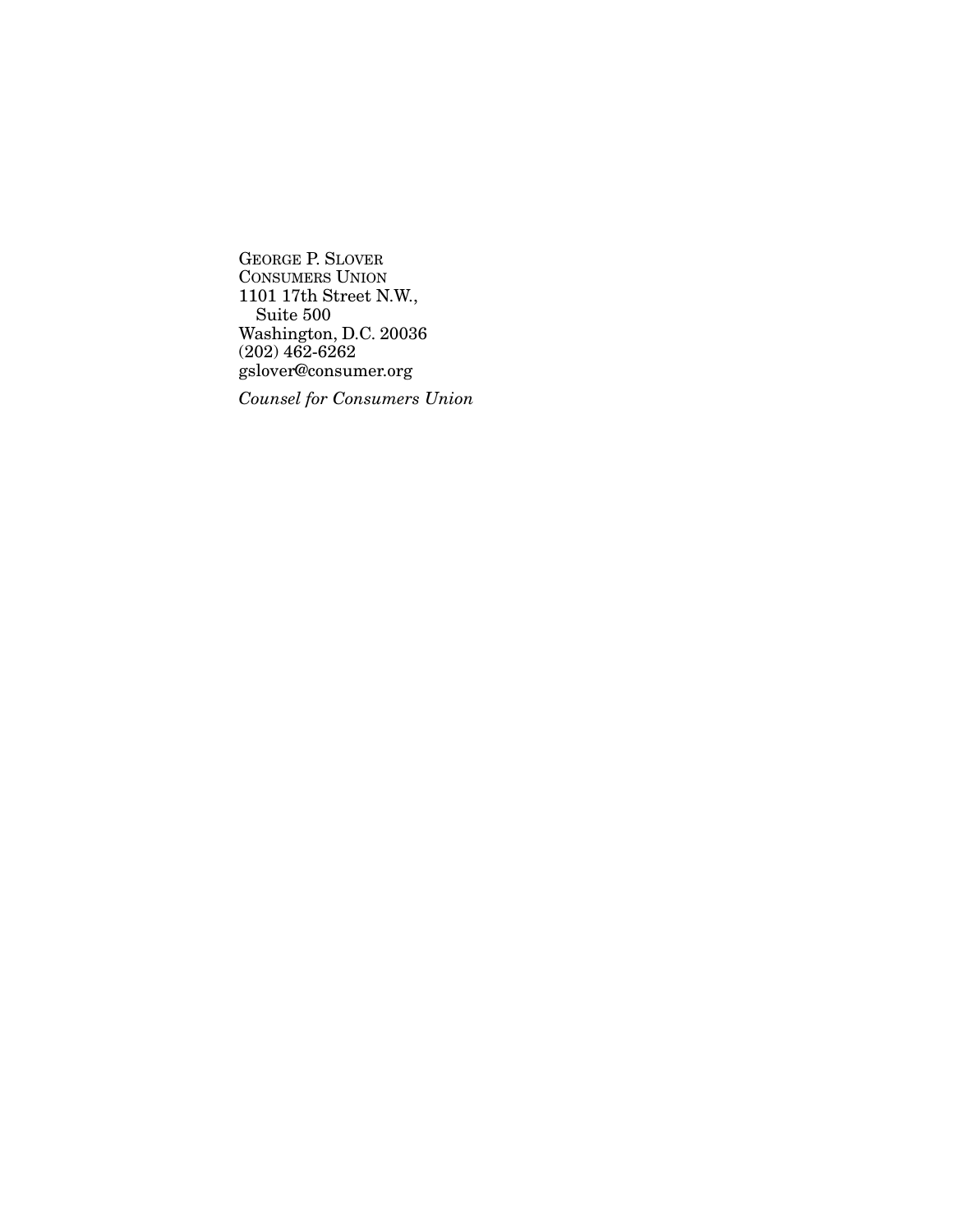GEORGE P. SLOVER
CONSUMERS UNION
1101 17th Street N.W.,
Suite 500
Washington, D.C. 20036
(202) 462-6262
gslover@consumer.org

*Counsel for Consumers Union*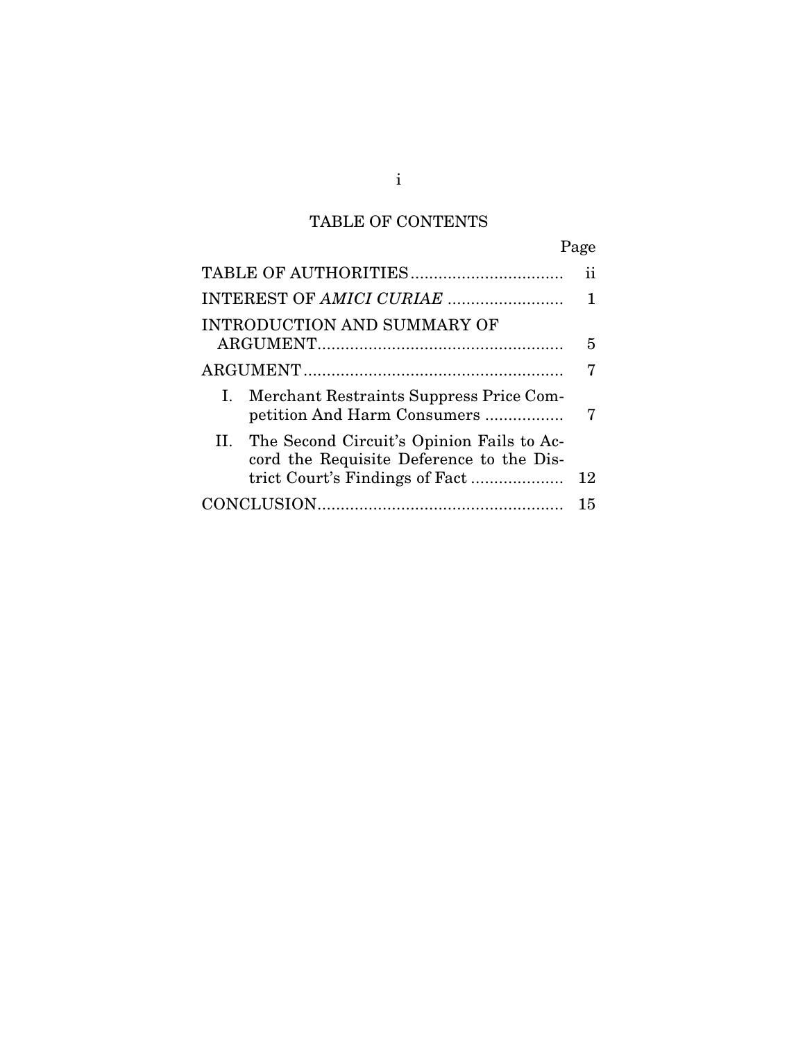# TABLE OF CONTENTS

| | Page |
|---|---|
| TABLE OF AUTHORITIES | ii |
| INTEREST OF *AMICI CURIAE* | 1 |
| INTRODUCTION AND SUMMARY OF ARGUMENT | 5 |
| ARGUMENT | 7 |
| I. Merchant Restraints Suppress Price Competition And Harm Consumers | 7 |
| II. The Second Circuit's Opinion Fails to Accord the Requisite Deference to the District Court's Findings of Fact | 12 |
| CONCLUSION | 15 |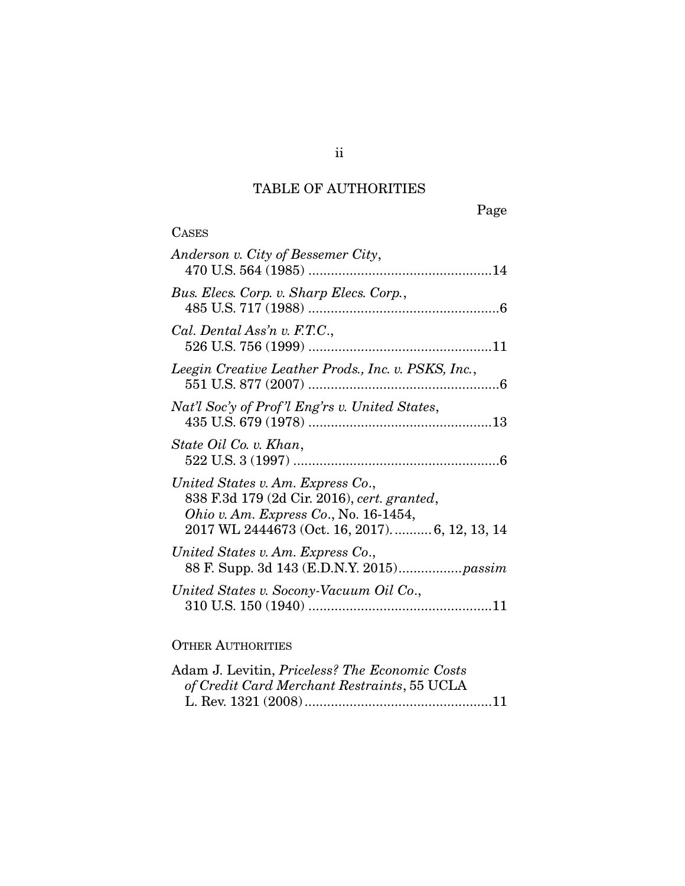# TABLE OF AUTHORITIES

Page

CASES

*Anderson v. City of Bessemer City*,
470 U.S. 564 (1985) ................................................14

*Bus. Elecs. Corp. v. Sharp Elecs. Corp.*,
485 U.S. 717 (1988) ..................................................6

*Cal. Dental Ass'n v. F.T.C.*,
526 U.S. 756 (1999) ................................................11

*Leegin Creative Leather Prods., Inc. v. PSKS, Inc.*,
551 U.S. 877 (2007) ..................................................6

*Nat'l Soc'y of Prof'l Eng'rs v. United States*,
435 U.S. 679 (1978) ................................................13

*State Oil Co. v. Khan*,
522 U.S. 3 (1997) ......................................................6

*United States v. Am. Express Co.*,
838 F.3d 179 (2d Cir. 2016), *cert. granted*,
*Ohio v. Am. Express Co.*, No. 16-1454,
2017 WL 2444673 (Oct. 16, 2017). .......... 6, 12, 13, 14

*United States v. Am. Express Co.*,
88 F. Supp. 3d 143 (E.D.N.Y. 2015)................*passim*

*United States v. Socony-Vacuum Oil Co.*,
310 U.S. 150 (1940) ................................................11

OTHER AUTHORITIES

Adam J. Levitin, *Priceless? The Economic Costs of Credit Card Merchant Restraints*, 55 UCLA L. Rev. 1321 (2008)..................................................11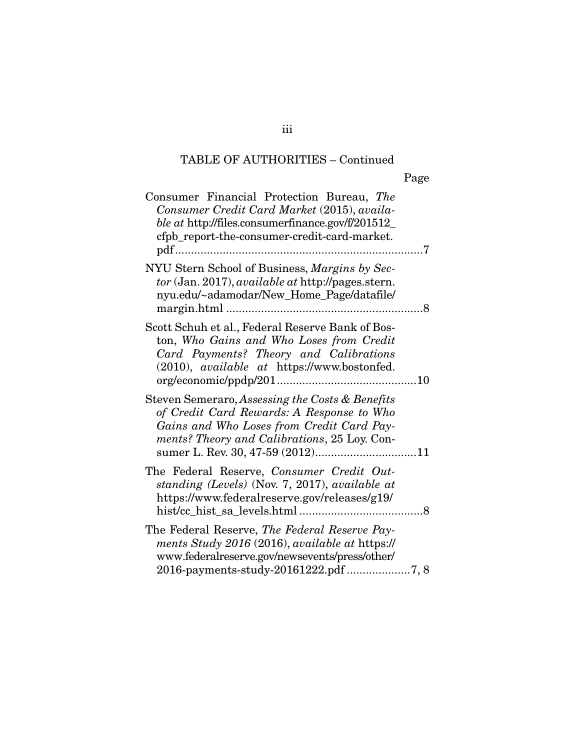TABLE OF AUTHORITIES – Continued

Page

Consumer Financial Protection Bureau, *The Consumer Credit Card Market* (2015), *available at* http://files.consumerfinance.gov/f/201512_cfpb_report-the-consumer-credit-card-market.pdf.....7

NYU Stern School of Business, *Margins by Sector* (Jan. 2017), *available at* http://pages.stern.nyu.edu/~adamodar/New_Home_Page/datafile/margin.html.....8

Scott Schuh et al., Federal Reserve Bank of Boston, *Who Gains and Who Loses from Credit Card Payments? Theory and Calibrations* (2010), *available at* https://www.bostonfed.org/economic/ppdp/201.....10

Steven Semeraro, *Assessing the Costs & Benefits of Credit Card Rewards: A Response to Who Gains and Who Loses from Credit Card Payments? Theory and Calibrations*, 25 Loy. Consumer L. Rev. 30, 47-59 (2012).....11

The Federal Reserve, *Consumer Credit Outstanding (Levels)* (Nov. 7, 2017), *available at* https://www.federalreserve.gov/releases/g19/hist/cc_hist_sa_levels.html.....8

The Federal Reserve, *The Federal Reserve Payments Study 2016* (2016), *available at* https://www.federalreserve.gov/newsevents/press/other/2016-payments-study-20161222.pdf.....7, 8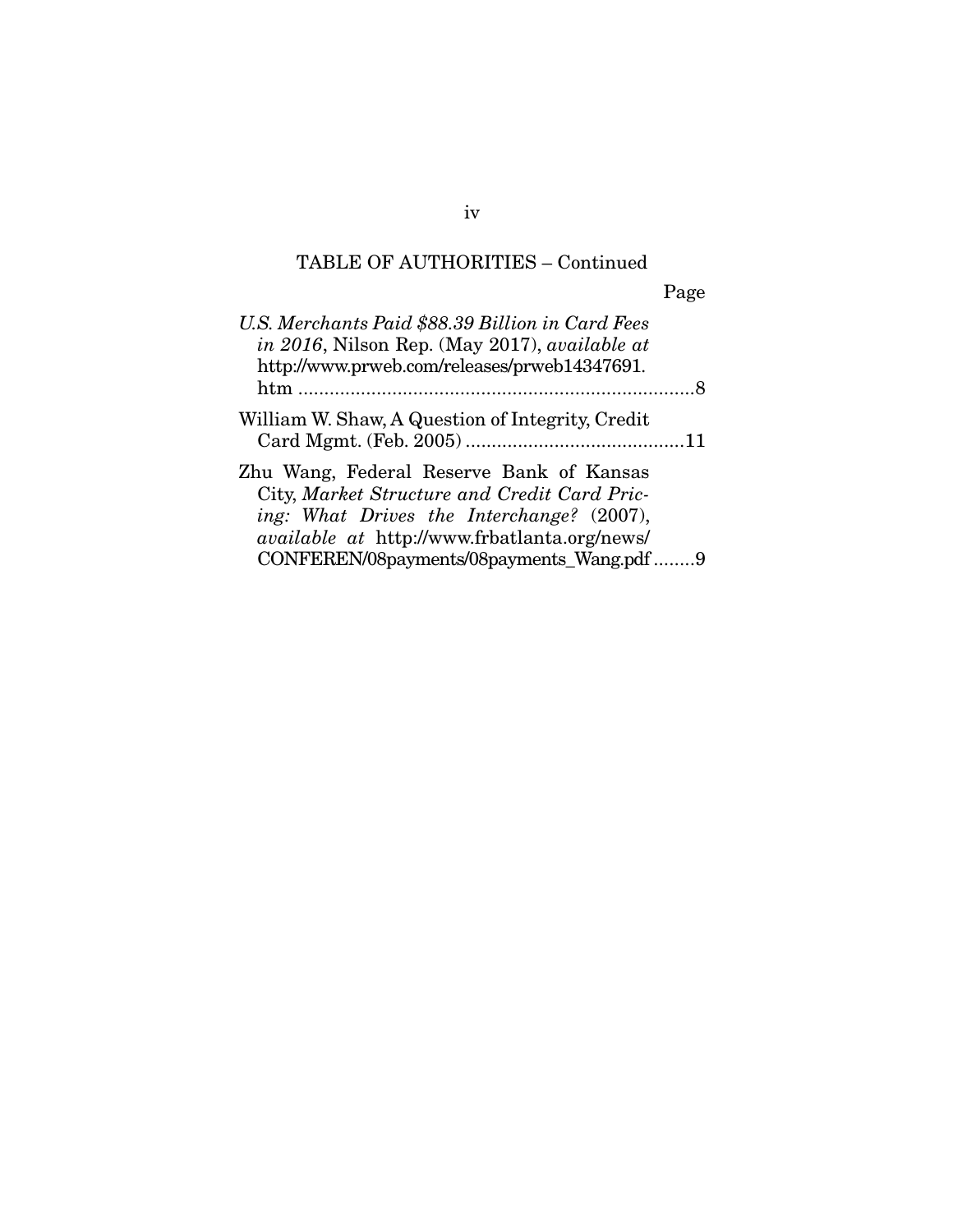## TABLE OF AUTHORITIES – Continued

Page

*U.S. Merchants Paid $88.39 Billion in Card Fees in 2016*, Nilson Rep. (May 2017), *available at* http://www.prweb.com/releases/prweb14347691.htm ....8

William W. Shaw, A Question of Integrity, Credit Card Mgmt. (Feb. 2005) ....11

Zhu Wang, Federal Reserve Bank of Kansas City, *Market Structure and Credit Card Pricing: What Drives the Interchange?* (2007), *available at* http://www.frbatlanta.org/news/CONFEREN/08payments/08payments_Wang.pdf ....9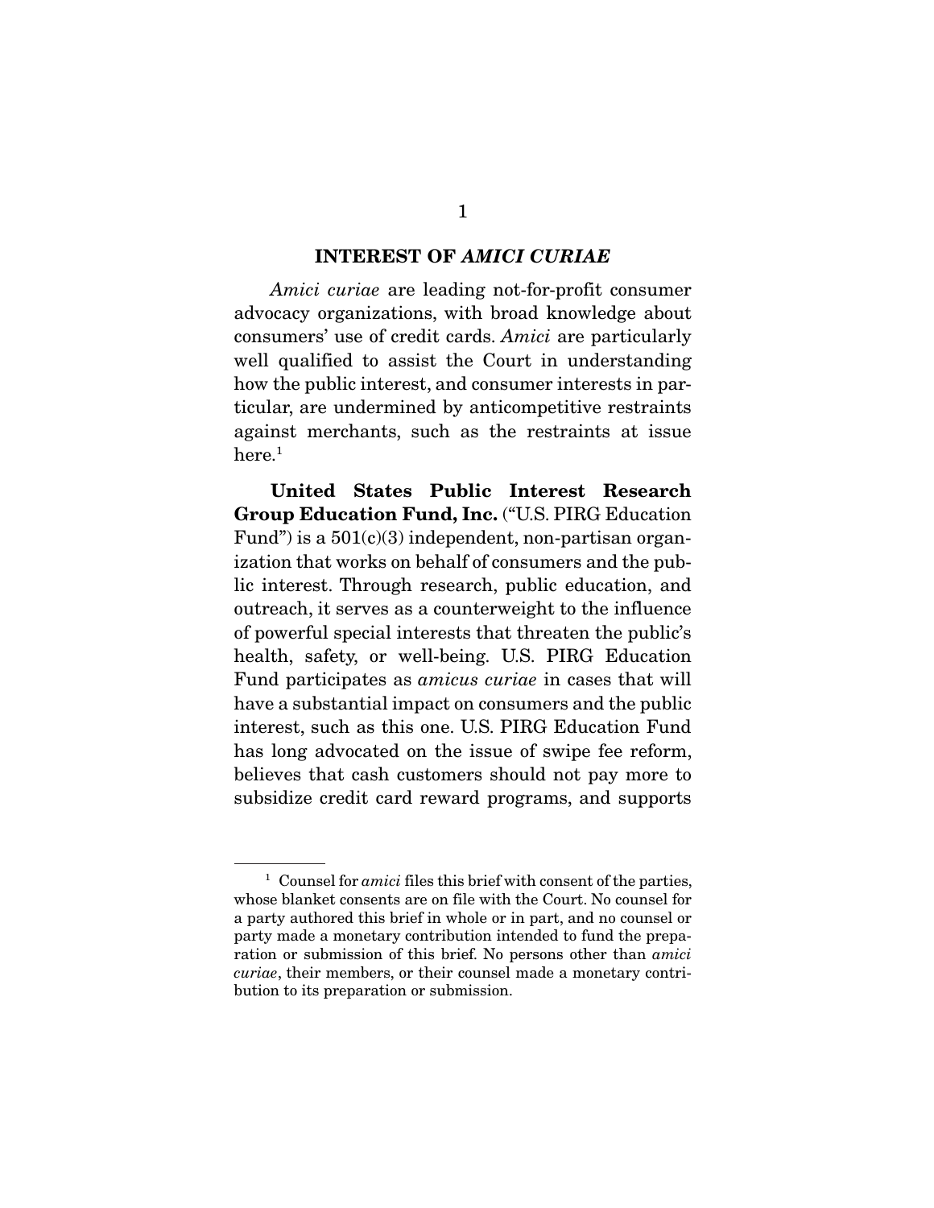## INTEREST OF *AMICI CURIAE*

*Amici curiae* are leading not-for-profit consumer advocacy organizations, with broad knowledge about consumers' use of credit cards. *Amici* are particularly well qualified to assist the Court in understanding how the public interest, and consumer interests in particular, are undermined by anticompetitive restraints against merchants, such as the restraints at issue here.[1]

**United States Public Interest Research Group Education Fund, Inc.** ("U.S. PIRG Education Fund") is a 501(c)(3) independent, non-partisan organization that works on behalf of consumers and the public interest. Through research, public education, and outreach, it serves as a counterweight to the influence of powerful special interests that threaten the public's health, safety, or well-being. U.S. PIRG Education Fund participates as *amicus curiae* in cases that will have a substantial impact on consumers and the public interest, such as this one. U.S. PIRG Education Fund has long advocated on the issue of swipe fee reform, believes that cash customers should not pay more to subsidize credit card reward programs, and supports

---

[1] Counsel for *amici* files this brief with consent of the parties, whose blanket consents are on file with the Court. No counsel for a party authored this brief in whole or in part, and no counsel or party made a monetary contribution intended to fund the preparation or submission of this brief. No persons other than *amici curiae*, their members, or their counsel made a monetary contribution to its preparation or submission.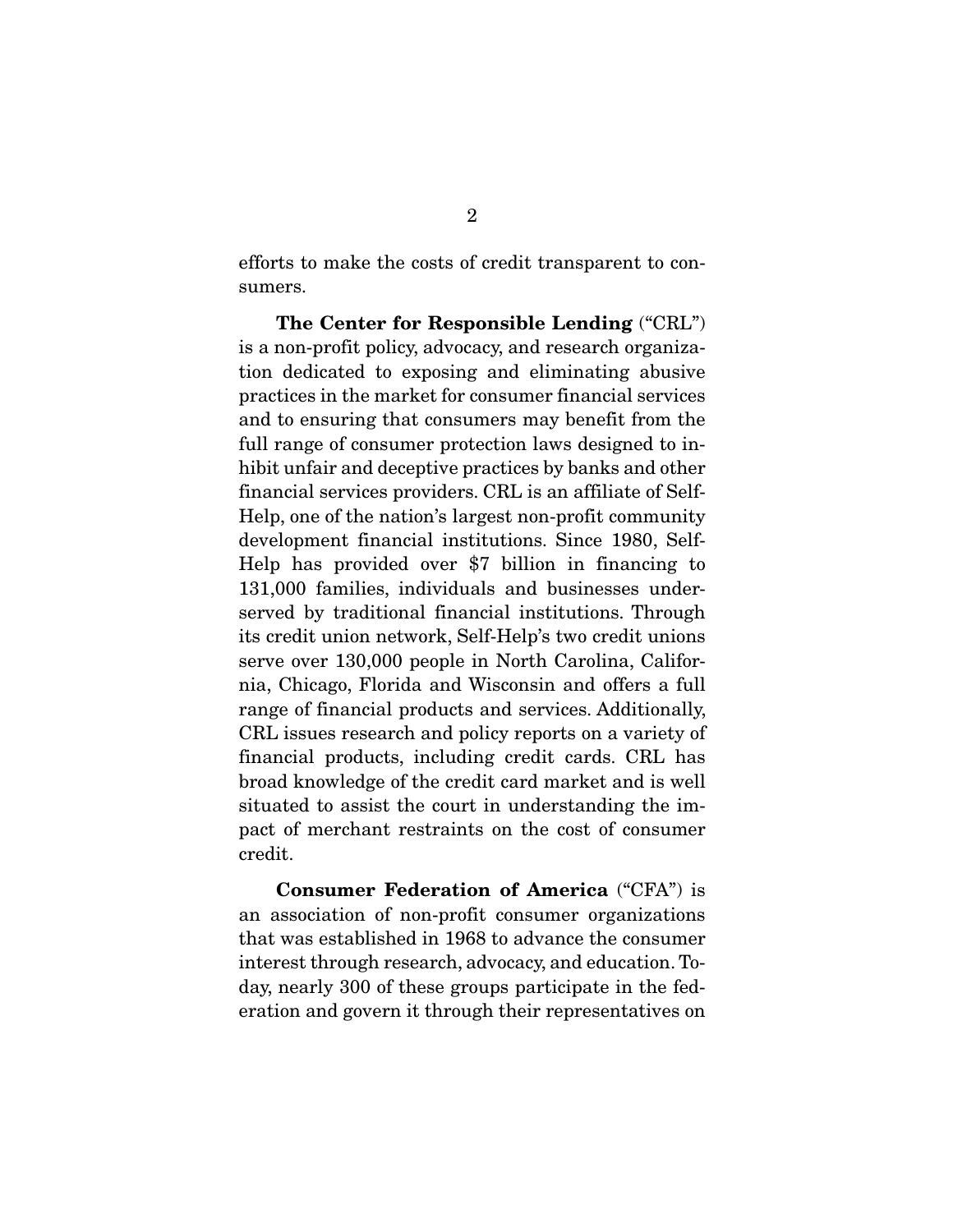efforts to make the costs of credit transparent to consumers.

**The Center for Responsible Lending** ("CRL") is a non-profit policy, advocacy, and research organization dedicated to exposing and eliminating abusive practices in the market for consumer financial services and to ensuring that consumers may benefit from the full range of consumer protection laws designed to inhibit unfair and deceptive practices by banks and other financial services providers. CRL is an affiliate of Self-Help, one of the nation's largest non-profit community development financial institutions. Since 1980, Self-Help has provided over $7 billion in financing to 131,000 families, individuals and businesses underserved by traditional financial institutions. Through its credit union network, Self-Help's two credit unions serve over 130,000 people in North Carolina, California, Chicago, Florida and Wisconsin and offers a full range of financial products and services. Additionally, CRL issues research and policy reports on a variety of financial products, including credit cards. CRL has broad knowledge of the credit card market and is well situated to assist the court in understanding the impact of merchant restraints on the cost of consumer credit.

**Consumer Federation of America** ("CFA") is an association of non-profit consumer organizations that was established in 1968 to advance the consumer interest through research, advocacy, and education. Today, nearly 300 of these groups participate in the federation and govern it through their representatives on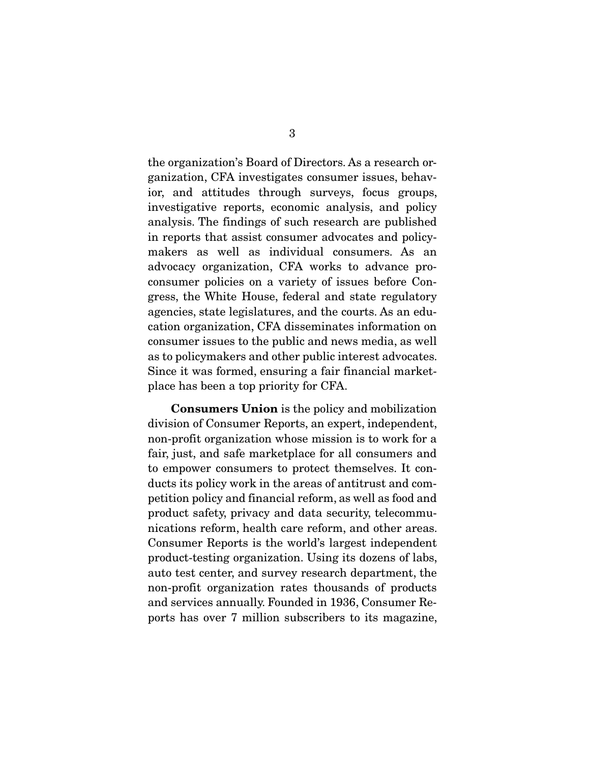the organization's Board of Directors. As a research organization, CFA investigates consumer issues, behavior, and attitudes through surveys, focus groups, investigative reports, economic analysis, and policy analysis. The findings of such research are published in reports that assist consumer advocates and policymakers as well as individual consumers. As an advocacy organization, CFA works to advance pro-consumer policies on a variety of issues before Congress, the White House, federal and state regulatory agencies, state legislatures, and the courts. As an education organization, CFA disseminates information on consumer issues to the public and news media, as well as to policymakers and other public interest advocates. Since it was formed, ensuring a fair financial marketplace has been a top priority for CFA.

**Consumers Union** is the policy and mobilization division of Consumer Reports, an expert, independent, non-profit organization whose mission is to work for a fair, just, and safe marketplace for all consumers and to empower consumers to protect themselves. It conducts its policy work in the areas of antitrust and competition policy and financial reform, as well as food and product safety, privacy and data security, telecommunications reform, health care reform, and other areas. Consumer Reports is the world's largest independent product-testing organization. Using its dozens of labs, auto test center, and survey research department, the non-profit organization rates thousands of products and services annually. Founded in 1936, Consumer Reports has over 7 million subscribers to its magazine,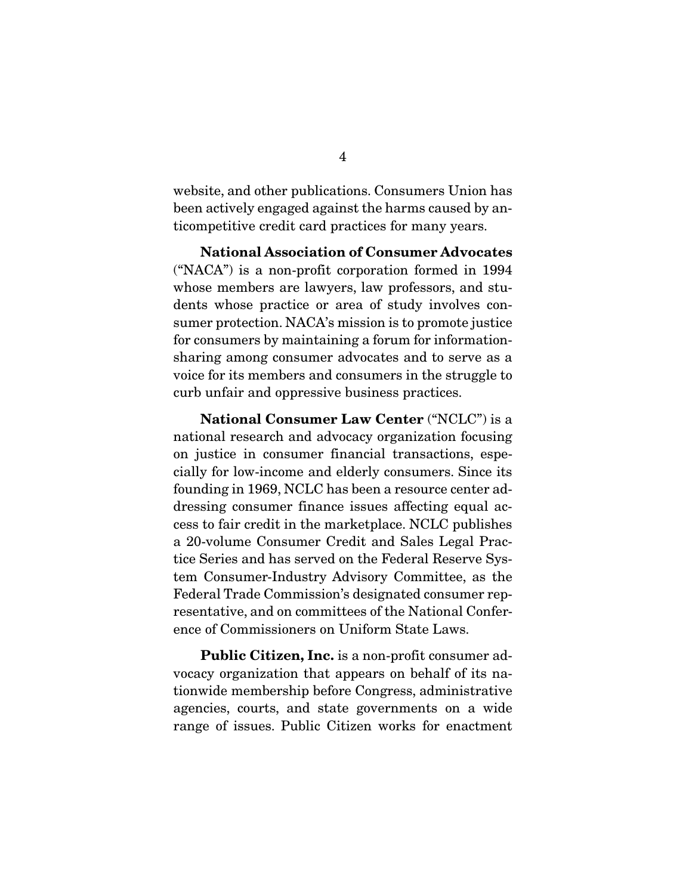website, and other publications. Consumers Union has been actively engaged against the harms caused by anticompetitive credit card practices for many years.

**National Association of Consumer Advocates** ("NACA") is a non-profit corporation formed in 1994 whose members are lawyers, law professors, and students whose practice or area of study involves consumer protection. NACA's mission is to promote justice for consumers by maintaining a forum for information-sharing among consumer advocates and to serve as a voice for its members and consumers in the struggle to curb unfair and oppressive business practices.

**National Consumer Law Center** ("NCLC") is a national research and advocacy organization focusing on justice in consumer financial transactions, especially for low-income and elderly consumers. Since its founding in 1969, NCLC has been a resource center addressing consumer finance issues affecting equal access to fair credit in the marketplace. NCLC publishes a 20-volume Consumer Credit and Sales Legal Practice Series and has served on the Federal Reserve System Consumer-Industry Advisory Committee, as the Federal Trade Commission's designated consumer representative, and on committees of the National Conference of Commissioners on Uniform State Laws.

**Public Citizen, Inc.** is a non-profit consumer advocacy organization that appears on behalf of its nationwide membership before Congress, administrative agencies, courts, and state governments on a wide range of issues. Public Citizen works for enactment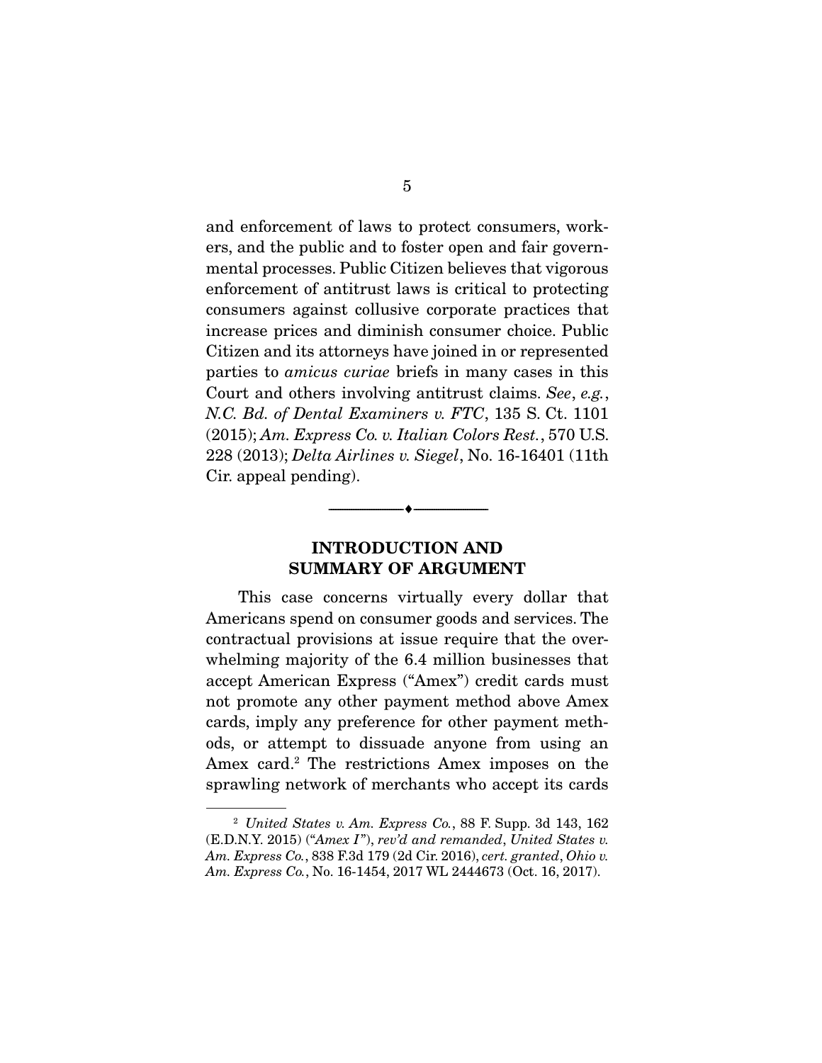and enforcement of laws to protect consumers, workers, and the public and to foster open and fair governmental processes. Public Citizen believes that vigorous enforcement of antitrust laws is critical to protecting consumers against collusive corporate practices that increase prices and diminish consumer choice. Public Citizen and its attorneys have joined in or represented parties to *amicus curiae* briefs in many cases in this Court and others involving antitrust claims. *See*, *e.g.*, *N.C. Bd. of Dental Examiners v. FTC*, 135 S. Ct. 1101 (2015); *Am. Express Co. v. Italian Colors Rest.*, 570 U.S. 228 (2013); *Delta Airlines v. Siegel*, No. 16-16401 (11th Cir. appeal pending).

---

## INTRODUCTION AND SUMMARY OF ARGUMENT

This case concerns virtually every dollar that Americans spend on consumer goods and services. The contractual provisions at issue require that the overwhelming majority of the 6.4 million businesses that accept American Express ("Amex") credit cards must not promote any other payment method above Amex cards, imply any preference for other payment methods, or attempt to dissuade anyone from using an Amex card.[2] The restrictions Amex imposes on the sprawling network of merchants who accept its cards

[2] *United States v. Am. Express Co.*, 88 F. Supp. 3d 143, 162 (E.D.N.Y. 2015) ("*Amex I*"), *rev'd and remanded*, *United States v. Am. Express Co.*, 838 F.3d 179 (2d Cir. 2016), *cert. granted*, *Ohio v. Am. Express Co.*, No. 16-1454, 2017 WL 2444673 (Oct. 16, 2017).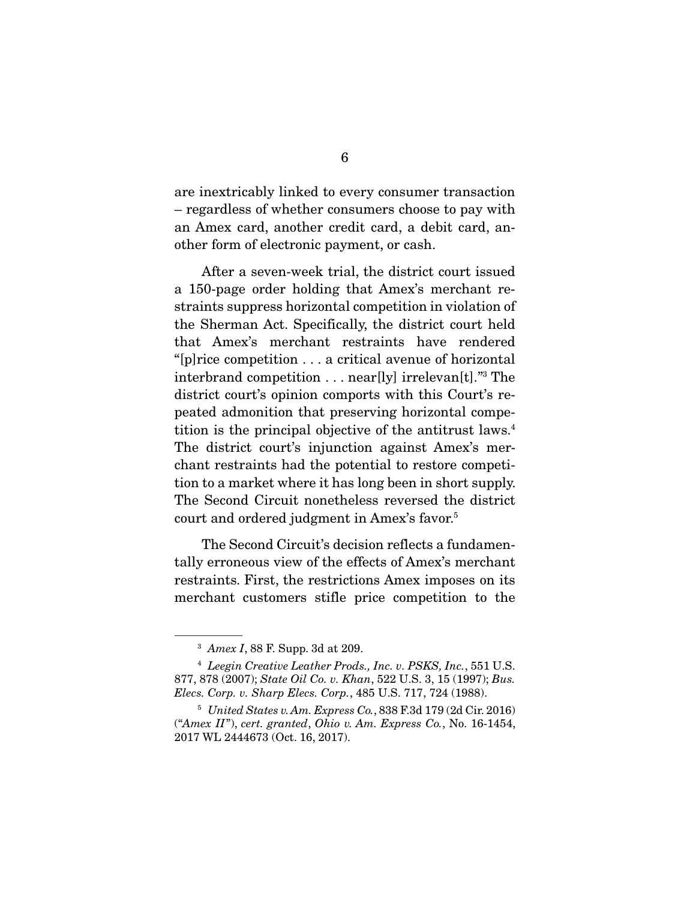are inextricably linked to every consumer transaction – regardless of whether consumers choose to pay with an Amex card, another credit card, a debit card, another form of electronic payment, or cash.

After a seven-week trial, the district court issued a 150-page order holding that Amex's merchant restraints suppress horizontal competition in violation of the Sherman Act. Specifically, the district court held that Amex's merchant restraints have rendered "[p]rice competition . . . a critical avenue of horizontal interbrand competition . . . near[ly] irrelevan[t]."[3] The district court's opinion comports with this Court's repeated admonition that preserving horizontal competition is the principal objective of the antitrust laws.[4] The district court's injunction against Amex's merchant restraints had the potential to restore competition to a market where it has long been in short supply. The Second Circuit nonetheless reversed the district court and ordered judgment in Amex's favor.[5]

The Second Circuit's decision reflects a fundamentally erroneous view of the effects of Amex's merchant restraints. First, the restrictions Amex imposes on its merchant customers stifle price competition to the

---

[3] *Amex I*, 88 F. Supp. 3d at 209.

[4] *Leegin Creative Leather Prods., Inc. v. PSKS, Inc.*, 551 U.S. 877, 878 (2007); *State Oil Co. v. Khan*, 522 U.S. 3, 15 (1997); *Bus. Elecs. Corp. v. Sharp Elecs. Corp.*, 485 U.S. 717, 724 (1988).

[5] *United States v. Am. Express Co.*, 838 F.3d 179 (2d Cir. 2016) ("*Amex II*"), *cert. granted*, *Ohio v. Am. Express Co.*, No. 16-1454, 2017 WL 2444673 (Oct. 16, 2017).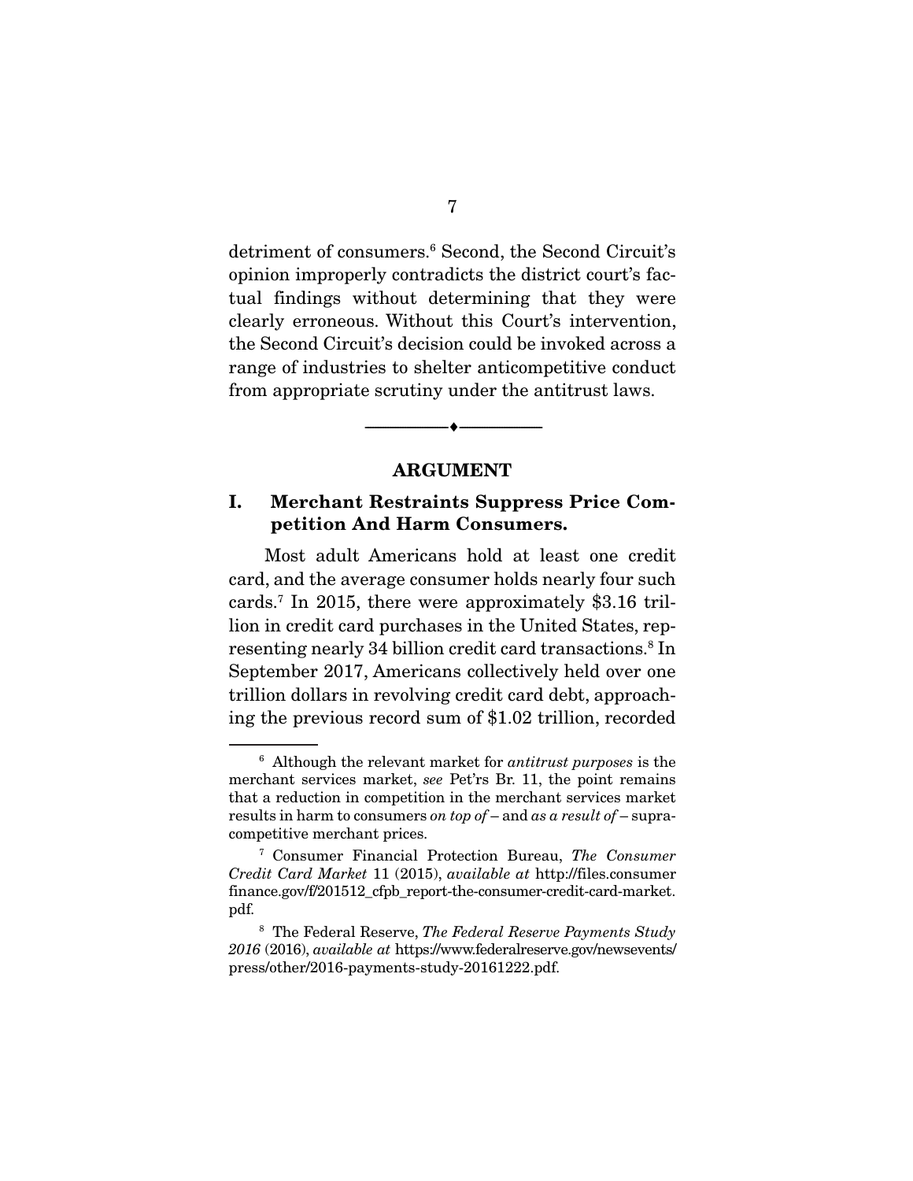detriment of consumers.[6] Second, the Second Circuit's opinion improperly contradicts the district court's factual findings without determining that they were clearly erroneous. Without this Court's intervention, the Second Circuit's decision could be invoked across a range of industries to shelter anticompetitive conduct from appropriate scrutiny under the antitrust laws.

---

## ARGUMENT

### I. Merchant Restraints Suppress Price Competition And Harm Consumers.

Most adult Americans hold at least one credit card, and the average consumer holds nearly four such cards.[7] In 2015, there were approximately \$3.16 trillion in credit card purchases in the United States, representing nearly 34 billion credit card transactions.[8] In September 2017, Americans collectively held over one trillion dollars in revolving credit card debt, approaching the previous record sum of \$1.02 trillion, recorded

---

[6] Although the relevant market for *antitrust purposes* is the merchant services market, *see* Pet'rs Br. 11, the point remains that a reduction in competition in the merchant services market results in harm to consumers *on top of* – and *as a result of* – supracompetitive merchant prices.

[7] Consumer Financial Protection Bureau, *The Consumer Credit Card Market* 11 (2015), *available at* http://files.consumerfinance.gov/f/201512_cfpb_report-the-consumer-credit-card-market.pdf.

[8] The Federal Reserve, *The Federal Reserve Payments Study 2016* (2016), *available at* https://www.federalreserve.gov/newsevents/press/other/2016-payments-study-20161222.pdf.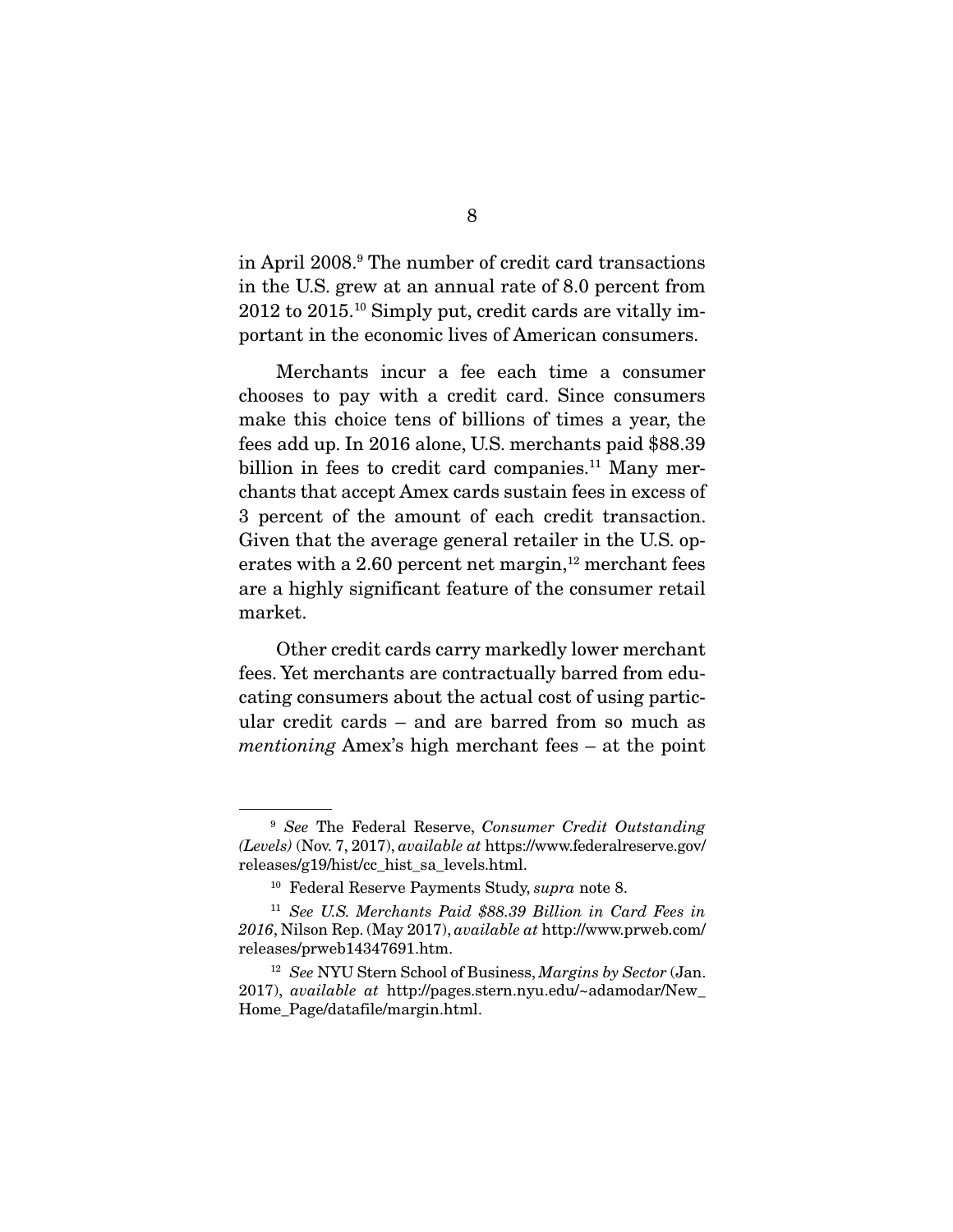in April 2008.[9] The number of credit card transactions in the U.S. grew at an annual rate of 8.0 percent from 2012 to 2015.[10] Simply put, credit cards are vitally important in the economic lives of American consumers.

Merchants incur a fee each time a consumer chooses to pay with a credit card. Since consumers make this choice tens of billions of times a year, the fees add up. In 2016 alone, U.S. merchants paid $88.39 billion in fees to credit card companies.[11] Many merchants that accept Amex cards sustain fees in excess of 3 percent of the amount of each credit transaction. Given that the average general retailer in the U.S. operates with a 2.60 percent net margin,[12] merchant fees are a highly significant feature of the consumer retail market.

Other credit cards carry markedly lower merchant fees. Yet merchants are contractually barred from educating consumers about the actual cost of using particular credit cards – and are barred from so much as *mentioning* Amex's high merchant fees – at the point

---

[9] *See* The Federal Reserve, *Consumer Credit Outstanding (Levels)* (Nov. 7, 2017), *available at* https://www.federalreserve.gov/releases/g19/hist/cc_hist_sa_levels.html.

[10] Federal Reserve Payments Study, *supra* note 8.

[11] *See U.S. Merchants Paid $88.39 Billion in Card Fees in 2016*, Nilson Rep. (May 2017), *available at* http://www.prweb.com/releases/prweb14347691.htm.

[12] *See* NYU Stern School of Business, *Margins by Sector* (Jan. 2017), *available at* http://pages.stern.nyu.edu/~adamodar/New_Home_Page/datafile/margin.html.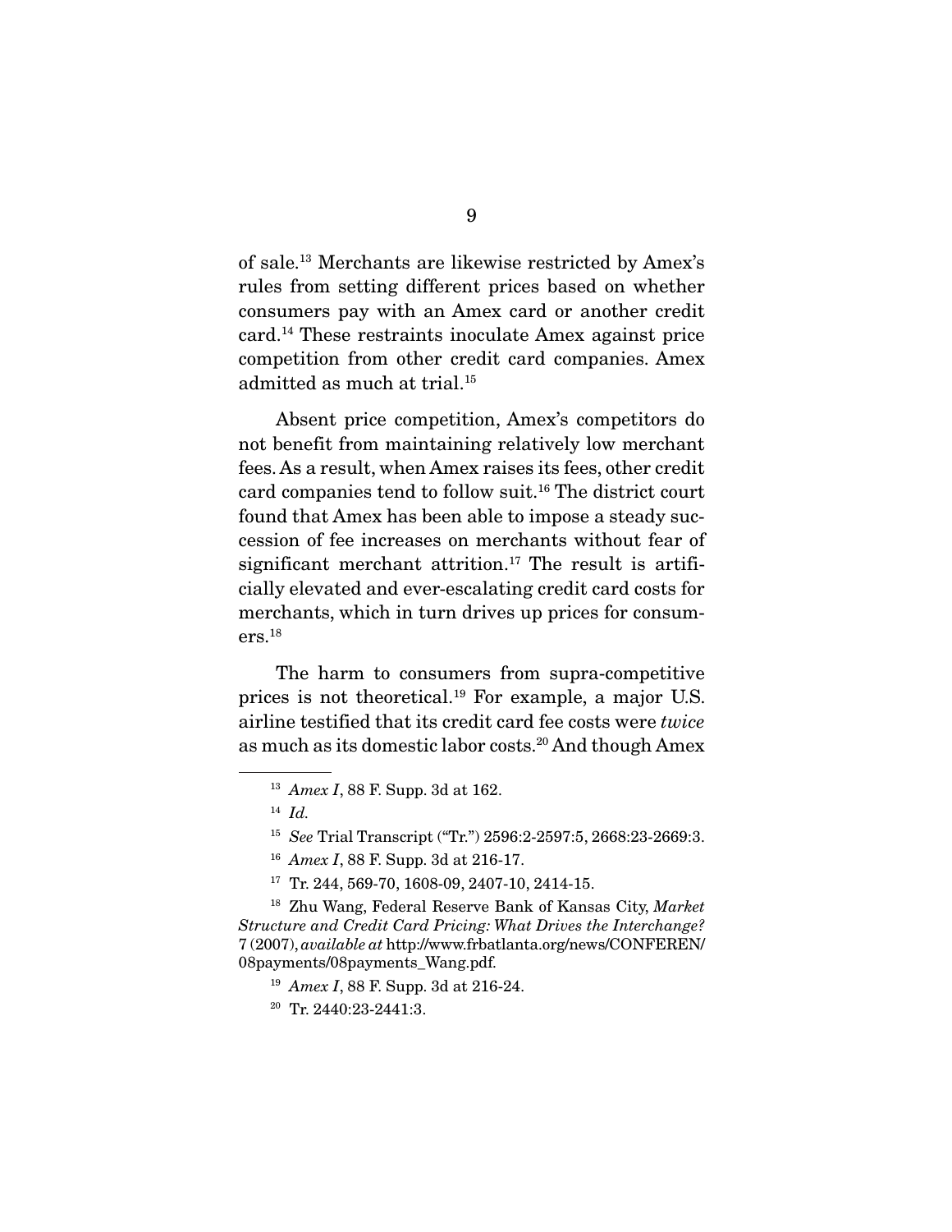of sale.[13] Merchants are likewise restricted by Amex's rules from setting different prices based on whether consumers pay with an Amex card or another credit card.[14] These restraints inoculate Amex against price competition from other credit card companies. Amex admitted as much at trial.[15]

Absent price competition, Amex's competitors do not benefit from maintaining relatively low merchant fees. As a result, when Amex raises its fees, other credit card companies tend to follow suit.[16] The district court found that Amex has been able to impose a steady succession of fee increases on merchants without fear of significant merchant attrition.[17] The result is artificially elevated and ever-escalating credit card costs for merchants, which in turn drives up prices for consumers.[18]

The harm to consumers from supra-competitive prices is not theoretical.[19] For example, a major U.S. airline testified that its credit card fee costs were *twice* as much as its domestic labor costs.[20] And though Amex

---

[13] *Amex I*, 88 F. Supp. 3d at 162.

[14] *Id.*

[15] *See* Trial Transcript ("Tr.") 2596:2-2597:5, 2668:23-2669:3.

[16] *Amex I*, 88 F. Supp. 3d at 216-17.

[17] Tr. 244, 569-70, 1608-09, 2407-10, 2414-15.

[18] Zhu Wang, Federal Reserve Bank of Kansas City, *Market Structure and Credit Card Pricing: What Drives the Interchange?* 7 (2007), *available at* http://www.frbatlanta.org/news/CONFEREN/08payments/08payments_Wang.pdf.

[19] *Amex I*, 88 F. Supp. 3d at 216-24.

[20] Tr. 2440:23-2441:3.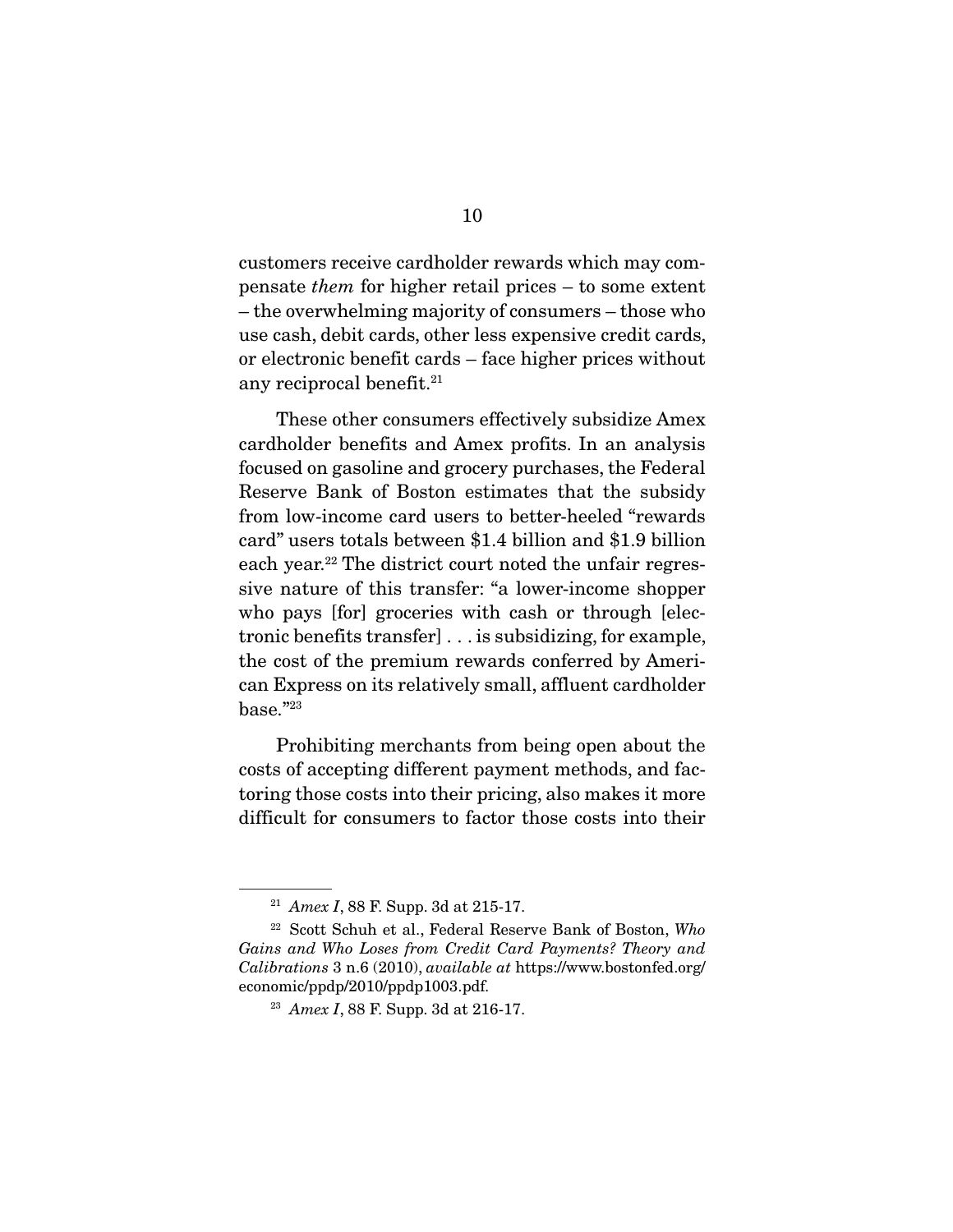customers receive cardholder rewards which may compensate *them* for higher retail prices – to some extent – the overwhelming majority of consumers – those who use cash, debit cards, other less expensive credit cards, or electronic benefit cards – face higher prices without any reciprocal benefit.[21]

These other consumers effectively subsidize Amex cardholder benefits and Amex profits. In an analysis focused on gasoline and grocery purchases, the Federal Reserve Bank of Boston estimates that the subsidy from low-income card users to better-heeled "rewards card" users totals between $1.4 billion and $1.9 billion each year.[22] The district court noted the unfair regressive nature of this transfer: "a lower-income shopper who pays [for] groceries with cash or through [electronic benefits transfer] . . . is subsidizing, for example, the cost of the premium rewards conferred by American Express on its relatively small, affluent cardholder base."[23]

Prohibiting merchants from being open about the costs of accepting different payment methods, and factoring those costs into their pricing, also makes it more difficult for consumers to factor those costs into their

---

[21] *Amex I*, 88 F. Supp. 3d at 215-17.

[22] Scott Schuh et al., Federal Reserve Bank of Boston, *Who Gains and Who Loses from Credit Card Payments? Theory and Calibrations* 3 n.6 (2010), *available at* https://www.bostonfed.org/economic/ppdp/2010/ppdp1003.pdf.

[23] *Amex I*, 88 F. Supp. 3d at 216-17.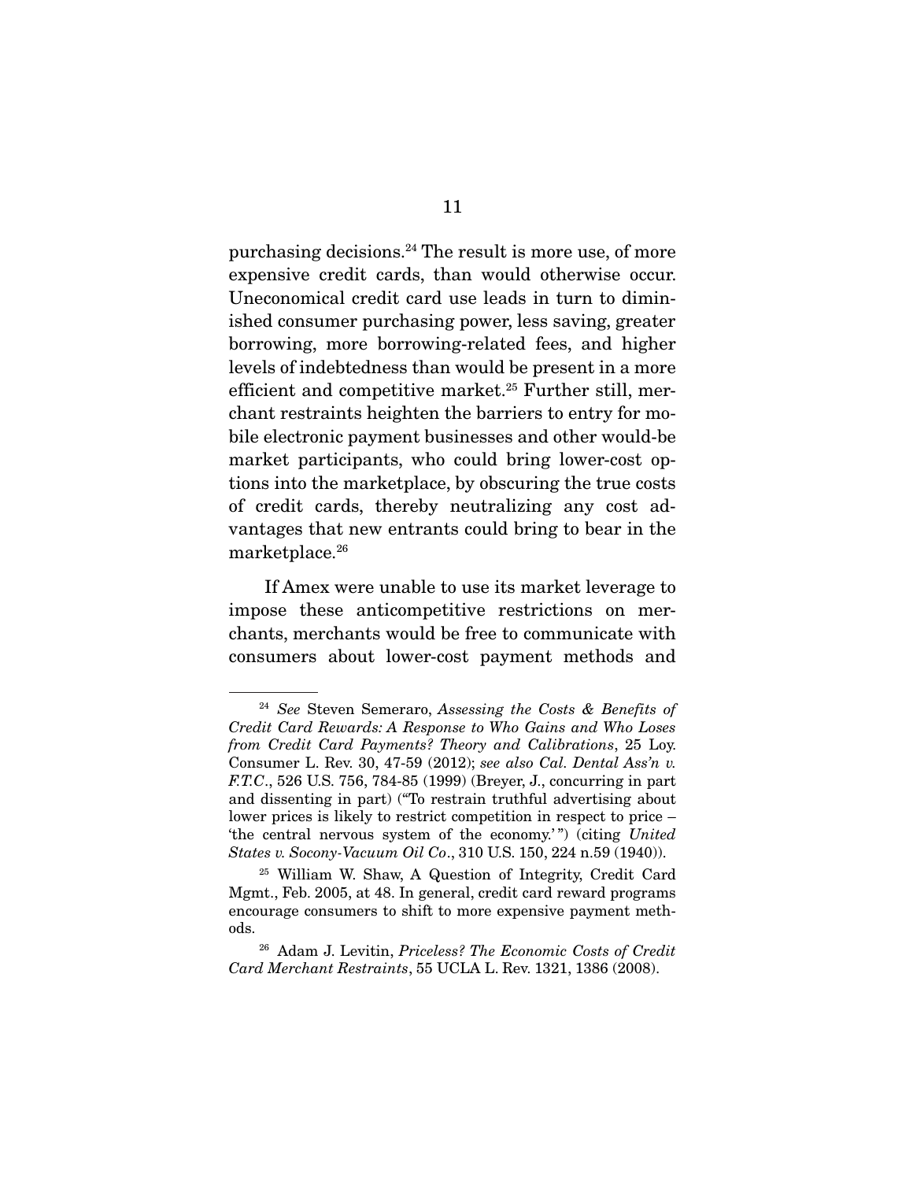purchasing decisions.[24] The result is more use, of more expensive credit cards, than would otherwise occur. Uneconomical credit card use leads in turn to diminished consumer purchasing power, less saving, greater borrowing, more borrowing-related fees, and higher levels of indebtedness than would be present in a more efficient and competitive market.[25] Further still, merchant restraints heighten the barriers to entry for mobile electronic payment businesses and other would-be market participants, who could bring lower-cost options into the marketplace, by obscuring the true costs of credit cards, thereby neutralizing any cost advantages that new entrants could bring to bear in the marketplace.[26]

If Amex were unable to use its market leverage to impose these anticompetitive restrictions on merchants, merchants would be free to communicate with consumers about lower-cost payment methods and

---

[24] *See* Steven Semeraro, *Assessing the Costs & Benefits of Credit Card Rewards: A Response to Who Gains and Who Loses from Credit Card Payments? Theory and Calibrations*, 25 Loy. Consumer L. Rev. 30, 47-59 (2012); *see also Cal. Dental Ass'n v. F.T.C.*, 526 U.S. 756, 784-85 (1999) (Breyer, J., concurring in part and dissenting in part) ("To restrain truthful advertising about lower prices is likely to restrict competition in respect to price – 'the central nervous system of the economy.'") (citing *United States v. Socony-Vacuum Oil Co.*, 310 U.S. 150, 224 n.59 (1940)).

[25] William W. Shaw, A Question of Integrity, Credit Card Mgmt., Feb. 2005, at 48. In general, credit card reward programs encourage consumers to shift to more expensive payment methods.

[26] Adam J. Levitin, *Priceless? The Economic Costs of Credit Card Merchant Restraints*, 55 UCLA L. Rev. 1321, 1386 (2008).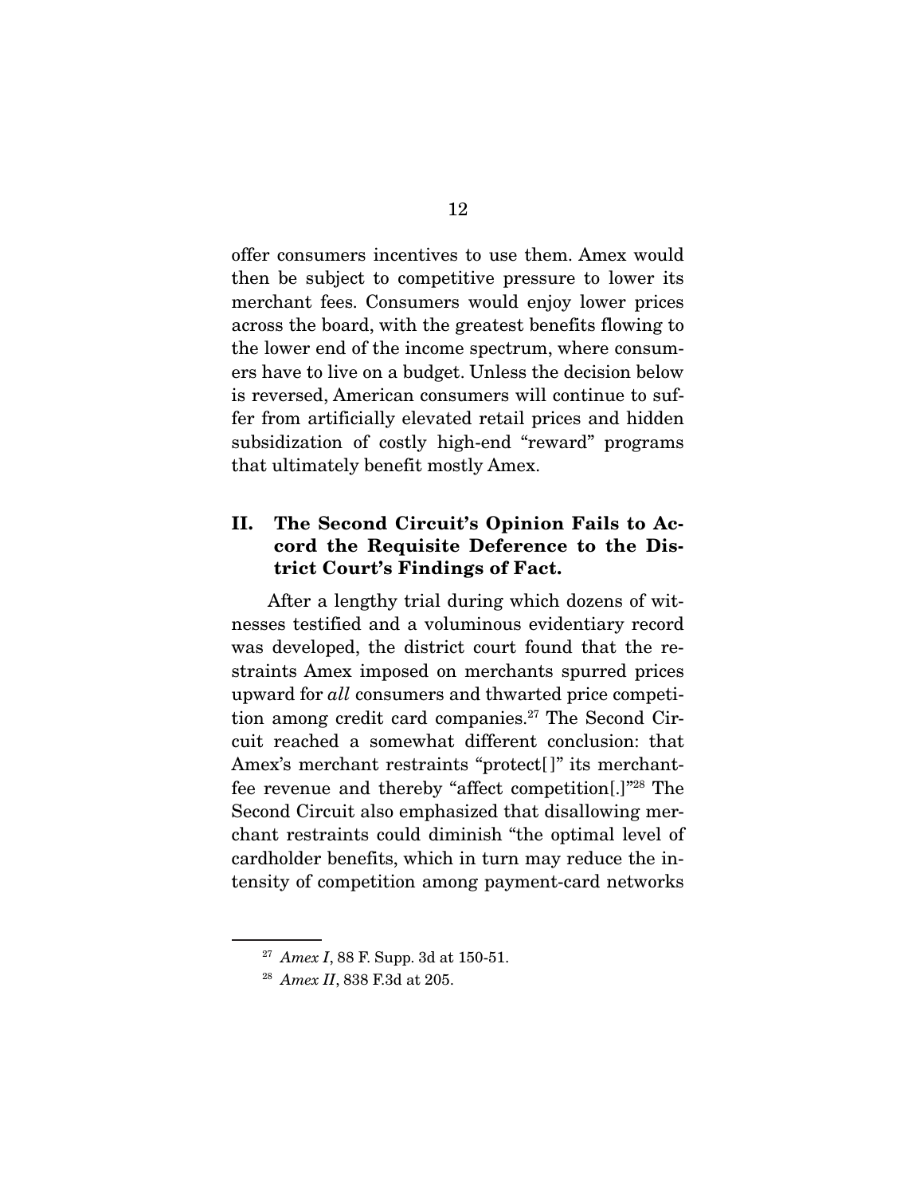offer consumers incentives to use them. Amex would then be subject to competitive pressure to lower its merchant fees. Consumers would enjoy lower prices across the board, with the greatest benefits flowing to the lower end of the income spectrum, where consumers have to live on a budget. Unless the decision below is reversed, American consumers will continue to suffer from artificially elevated retail prices and hidden subsidization of costly high-end "reward" programs that ultimately benefit mostly Amex.

## II. The Second Circuit's Opinion Fails to Accord the Requisite Deference to the District Court's Findings of Fact.

After a lengthy trial during which dozens of witnesses testified and a voluminous evidentiary record was developed, the district court found that the restraints Amex imposed on merchants spurred prices upward for *all* consumers and thwarted price competition among credit card companies.[27] The Second Circuit reached a somewhat different conclusion: that Amex's merchant restraints "protect[ ]" its merchant-fee revenue and thereby "affect competition[.]"[28] The Second Circuit also emphasized that disallowing merchant restraints could diminish "the optimal level of cardholder benefits, which in turn may reduce the intensity of competition among payment-card networks

---

[27] *Amex I*, 88 F. Supp. 3d at 150-51.

[28] *Amex II*, 838 F.3d at 205.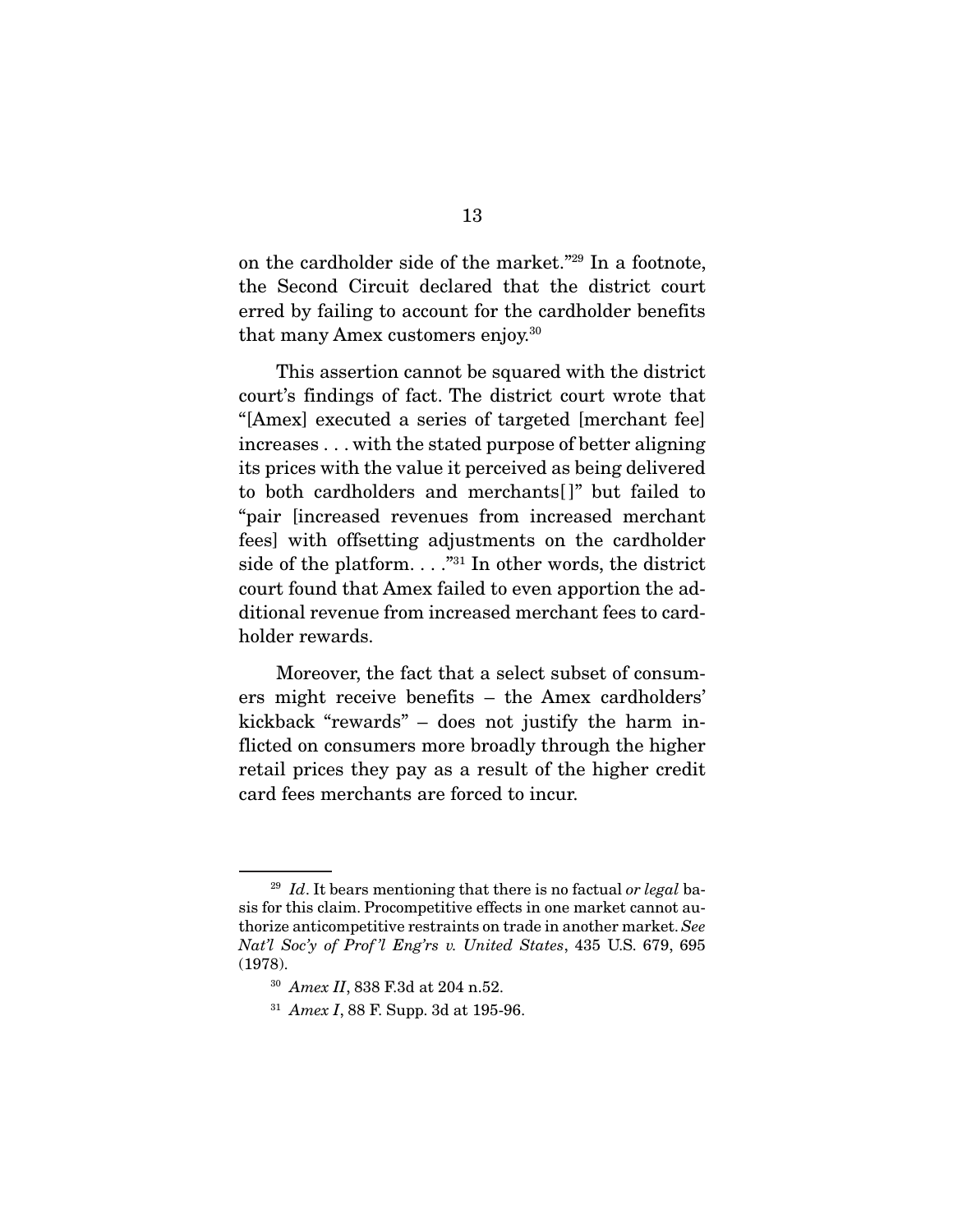on the cardholder side of the market."[29] In a footnote, the Second Circuit declared that the district court erred by failing to account for the cardholder benefits that many Amex customers enjoy.[30]

This assertion cannot be squared with the district court's findings of fact. The district court wrote that "[Amex] executed a series of targeted [merchant fee] increases . . . with the stated purpose of better aligning its prices with the value it perceived as being delivered to both cardholders and merchants[ ]" but failed to "pair [increased revenues from increased merchant fees] with offsetting adjustments on the cardholder side of the platform. . . ."[31] In other words, the district court found that Amex failed to even apportion the additional revenue from increased merchant fees to cardholder rewards.

Moreover, the fact that a select subset of consumers might receive benefits – the Amex cardholders' kickback "rewards" – does not justify the harm inflicted on consumers more broadly through the higher retail prices they pay as a result of the higher credit card fees merchants are forced to incur.

---

[29] *Id*. It bears mentioning that there is no factual *or legal* basis for this claim. Procompetitive effects in one market cannot authorize anticompetitive restraints on trade in another market. *See Nat'l Soc'y of Prof'l Eng'rs v. United States*, 435 U.S. 679, 695 (1978).

[30] *Amex II*, 838 F.3d at 204 n.52.

[31] *Amex I*, 88 F. Supp. 3d at 195-96.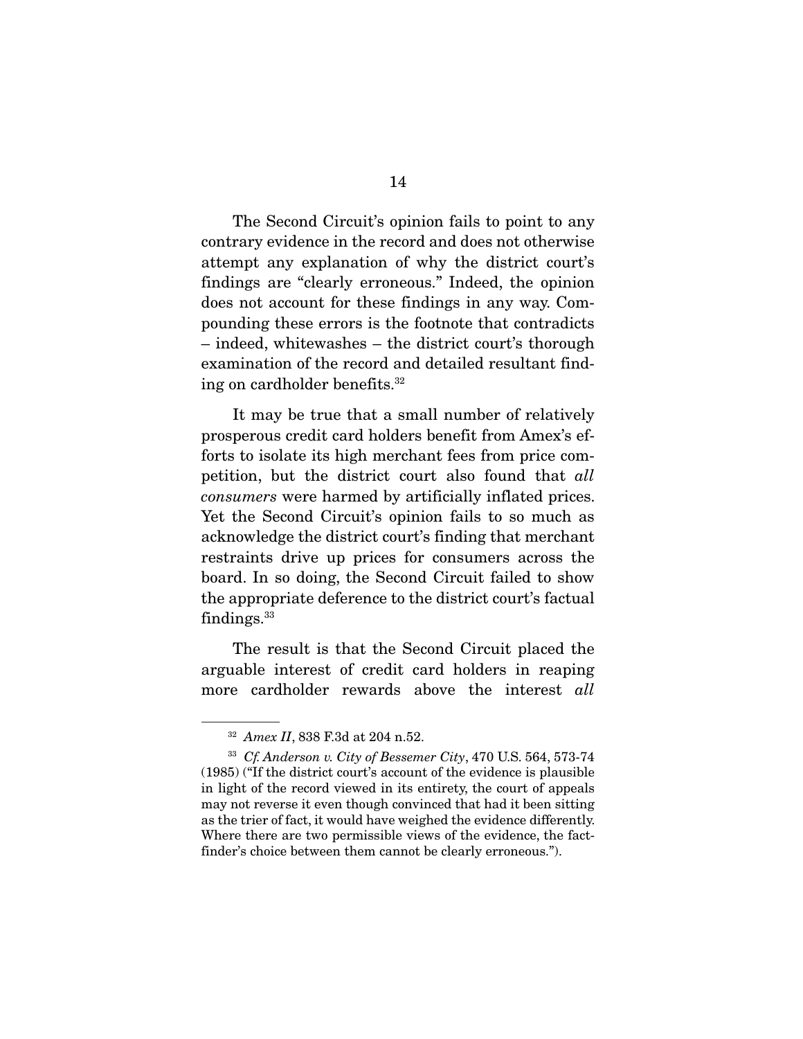The Second Circuit's opinion fails to point to any contrary evidence in the record and does not otherwise attempt any explanation of why the district court's findings are "clearly erroneous." Indeed, the opinion does not account for these findings in any way. Compounding these errors is the footnote that contradicts – indeed, whitewashes – the district court's thorough examination of the record and detailed resultant finding on cardholder benefits.[32]

It may be true that a small number of relatively prosperous credit card holders benefit from Amex's efforts to isolate its high merchant fees from price competition, but the district court also found that *all consumers* were harmed by artificially inflated prices. Yet the Second Circuit's opinion fails to so much as acknowledge the district court's finding that merchant restraints drive up prices for consumers across the board. In so doing, the Second Circuit failed to show the appropriate deference to the district court's factual findings.[33]

The result is that the Second Circuit placed the arguable interest of credit card holders in reaping more cardholder rewards above the interest *all*

---

[32] *Amex II*, 838 F.3d at 204 n.52.

[33] *Cf. Anderson v. City of Bessemer City*, 470 U.S. 564, 573-74 (1985) ("If the district court's account of the evidence is plausible in light of the record viewed in its entirety, the court of appeals may not reverse it even though convinced that had it been sitting as the trier of fact, it would have weighed the evidence differently. Where there are two permissible views of the evidence, the factfinder's choice between them cannot be clearly erroneous.").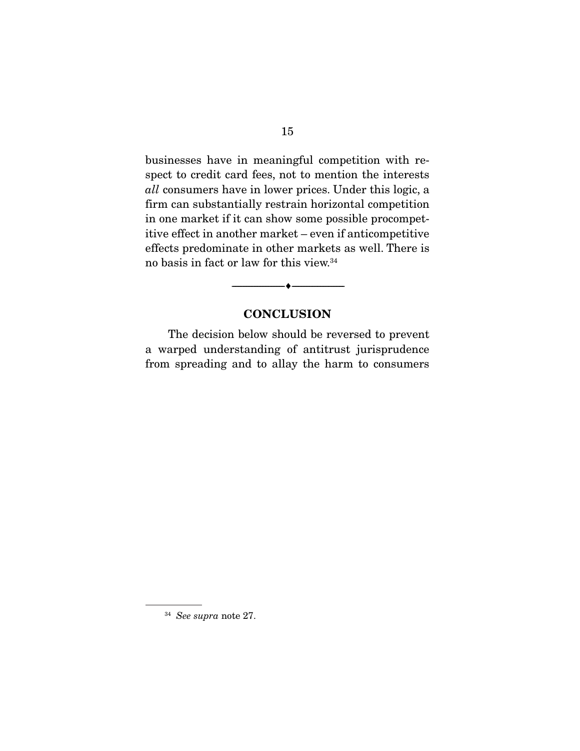businesses have in meaningful competition with respect to credit card fees, not to mention the interests *all* consumers have in lower prices. Under this logic, a firm can substantially restrain horizontal competition in one market if it can show some possible procompetitive effect in another market – even if anticompetitive effects predominate in other markets as well. There is no basis in fact or law for this view.[34]

---

## CONCLUSION

The decision below should be reversed to prevent a warped understanding of antitrust jurisprudence from spreading and to allay the harm to consumers

---

[34] *See supra* note 27.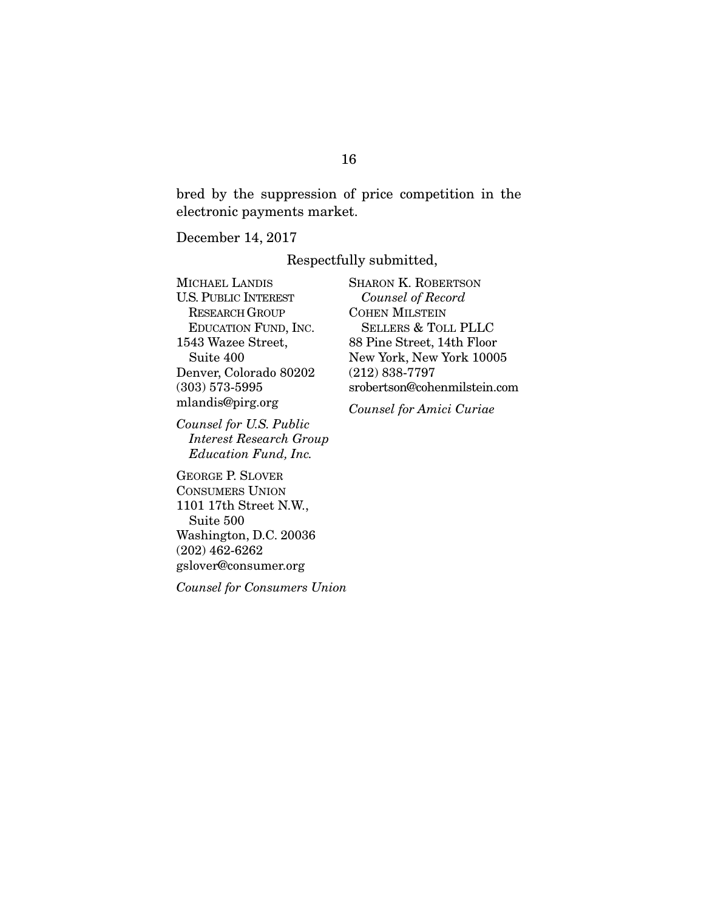bred by the suppression of price competition in the electronic payments market.

December 14, 2017

Respectfully submitted,

SHARON K. ROBERTSON
*Counsel of Record*
COHEN MILSTEIN
SELLERS & TOLL PLLC
88 Pine Street, 14th Floor
New York, New York 10005
(212) 838-7797
srobertson@cohenmilstein.com

*Counsel for Amici Curiae*

MICHAEL LANDIS
U.S. PUBLIC INTEREST
RESEARCH GROUP
EDUCATION FUND, INC.
1543 Wazee Street,
Suite 400
Denver, Colorado 80202
(303) 573-5995
mlandis@pirg.org

*Counsel for U.S. Public Interest Research Group Education Fund, Inc.*

GEORGE P. SLOVER
CONSUMERS UNION
1101 17th Street N.W.,
Suite 500
Washington, D.C. 20036
(202) 462-6262
gslover@consumer.org

*Counsel for Consumers Union*